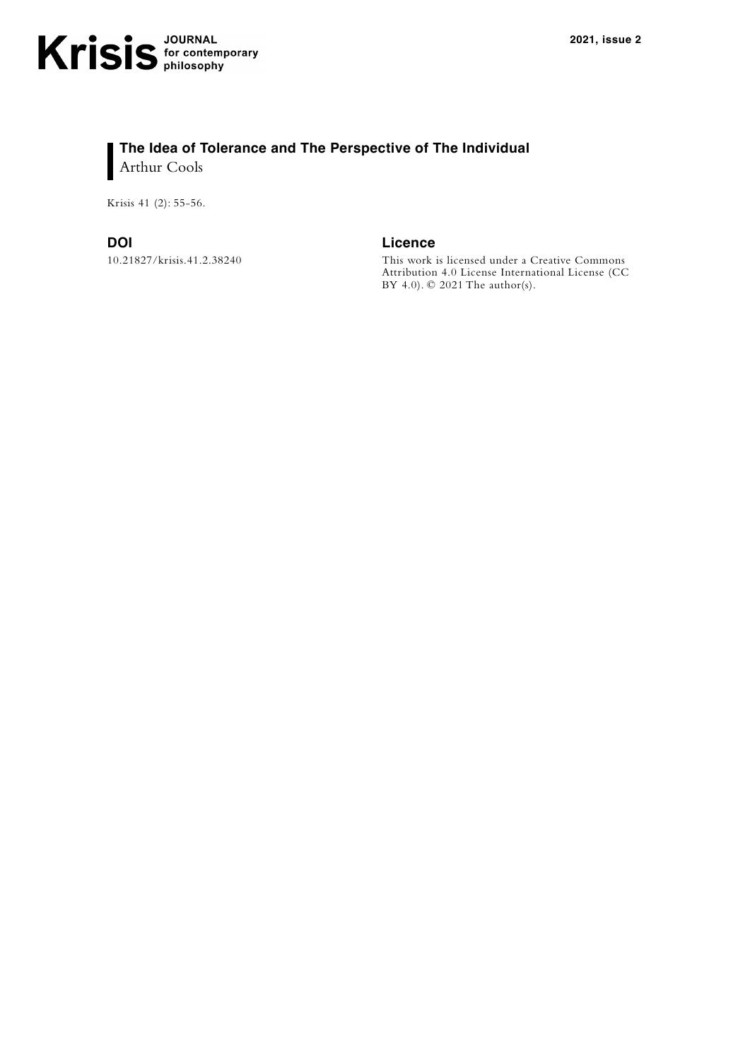# The Idea of Tolerance and The Perspective of The Individual

Arthur Cools

Krisis 41 (2): 55-56.

## DOI

10.21827/krisis.41.2.38240

## Licence

This work is licensed under a Creative Commons Attribution 4.0 License International License (CC BY 4.0). © 2021 The author(s).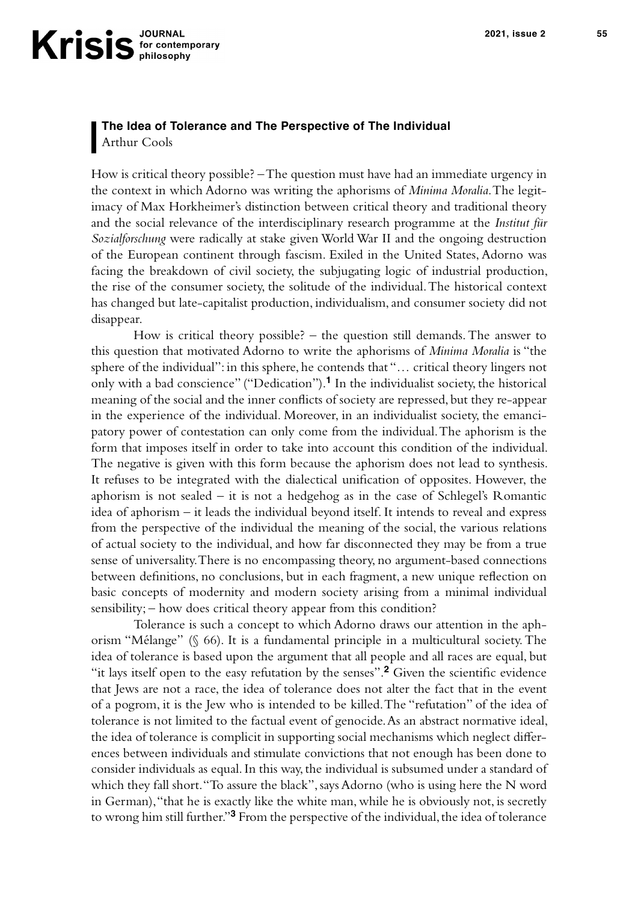**The Idea of Tolerance and The Perspective of The Individual**
Arthur Cools

How is critical theory possible? – The question must have had an immediate urgency in the context in which Adorno was writing the aphorisms of *Minima Moralia*. The legitimacy of Max Horkheimer's distinction between critical theory and traditional theory and the social relevance of the interdisciplinary research programme at the *Institut für Sozialforschung* were radically at stake given World War II and the ongoing destruction of the European continent through fascism. Exiled in the United States, Adorno was facing the breakdown of civil society, the subjugating logic of industrial production, the rise of the consumer society, the solitude of the individual. The historical context has changed but late-capitalist production, individualism, and consumer society did not disappear.

How is critical theory possible? – the question still demands. The answer to this question that motivated Adorno to write the aphorisms of *Minima Moralia* is "the sphere of the individual": in this sphere, he contends that "… critical theory lingers not only with a bad conscience" ("Dedication").[1] In the individualist society, the historical meaning of the social and the inner conflicts of society are repressed, but they re-appear in the experience of the individual. Moreover, in an individualist society, the emancipatory power of contestation can only come from the individual. The aphorism is the form that imposes itself in order to take into account this condition of the individual. The negative is given with this form because the aphorism does not lead to synthesis. It refuses to be integrated with the dialectical unification of opposites. However, the aphorism is not sealed – it is not a hedgehog as in the case of Schlegel's Romantic idea of aphorism – it leads the individual beyond itself. It intends to reveal and express from the perspective of the individual the meaning of the social, the various relations of actual society to the individual, and how far disconnected they may be from a true sense of universality. There is no encompassing theory, no argument-based connections between definitions, no conclusions, but in each fragment, a new unique reflection on basic concepts of modernity and modern society arising from a minimal individual sensibility; – how does critical theory appear from this condition?

Tolerance is such a concept to which Adorno draws our attention in the aphorism "Mélange" (§ 66). It is a fundamental principle in a multicultural society. The idea of tolerance is based upon the argument that all people and all races are equal, but "it lays itself open to the easy refutation by the senses".[2] Given the scientific evidence that Jews are not a race, the idea of tolerance does not alter the fact that in the event of a pogrom, it is the Jew who is intended to be killed. The "refutation" of the idea of tolerance is not limited to the factual event of genocide. As an abstract normative ideal, the idea of tolerance is complicit in supporting social mechanisms which neglect differences between individuals and stimulate convictions that not enough has been done to consider individuals as equal. In this way, the individual is subsumed under a standard of which they fall short. "To assure the black", says Adorno (who is using here the N word in German), "that he is exactly like the white man, while he is obviously not, is secretly to wrong him still further."[3] From the perspective of the individual, the idea of tolerance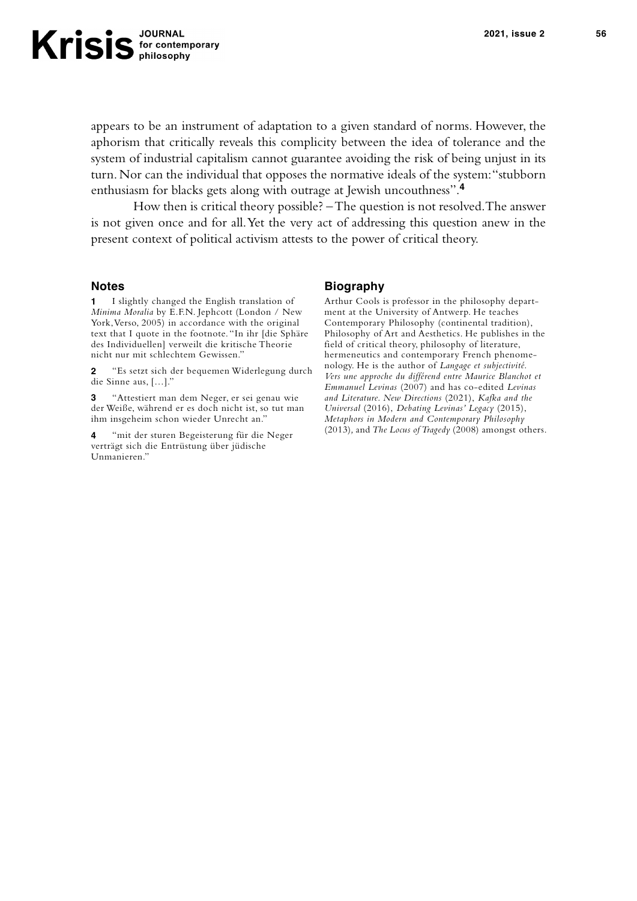appears to be an instrument of adaptation to a given standard of norms. However, the aphorism that critically reveals this complicity between the idea of tolerance and the system of industrial capitalism cannot guarantee avoiding the risk of being unjust in its turn. Nor can the individual that opposes the normative ideals of the system: "stubborn enthusiasm for blacks gets along with outrage at Jewish uncouthness".[4]

How then is critical theory possible? – The question is not resolved. The answer is not given once and for all. Yet the very act of addressing this question anew in the present context of political activism attests to the power of critical theory.

### Notes

**1** I slightly changed the English translation of *Minima Moralia* by E.F.N. Jephcott (London / New York, Verso, 2005) in accordance with the original text that I quote in the footnote. "In ihr [die Sphäre des Individuellen] verweilt die kritische Theorie nicht nur mit schlechtem Gewissen."

**2** "Es setzt sich der bequemen Widerlegung durch die Sinne aus, […]."

**3** "Attestiert man dem Neger, er sei genau wie der Weiße, während er es doch nicht ist, so tut man ihm insgeheim schon wieder Unrecht an."

**4** "mit der sturen Begeisterung für die Neger verträgt sich die Entrüstung über jüdische Unmanieren."

### Biography

Arthur Cools is professor in the philosophy department at the University of Antwerp. He teaches Contemporary Philosophy (continental tradition), Philosophy of Art and Aesthetics. He publishes in the field of critical theory, philosophy of literature, hermeneutics and contemporary French phenomenology. He is the author of *Langage et subjectivité. Vers une approche du différend entre Maurice Blanchot et Emmanuel Levinas* (2007) and has co-edited *Levinas and Literature. New Directions* (2021), *Kafka and the Universal* (2016), *Debating Levinas' Legacy* (2015), *Metaphors in Modern and Contemporary Philosophy* (2013), and *The Locus of Tragedy* (2008) amongst others.